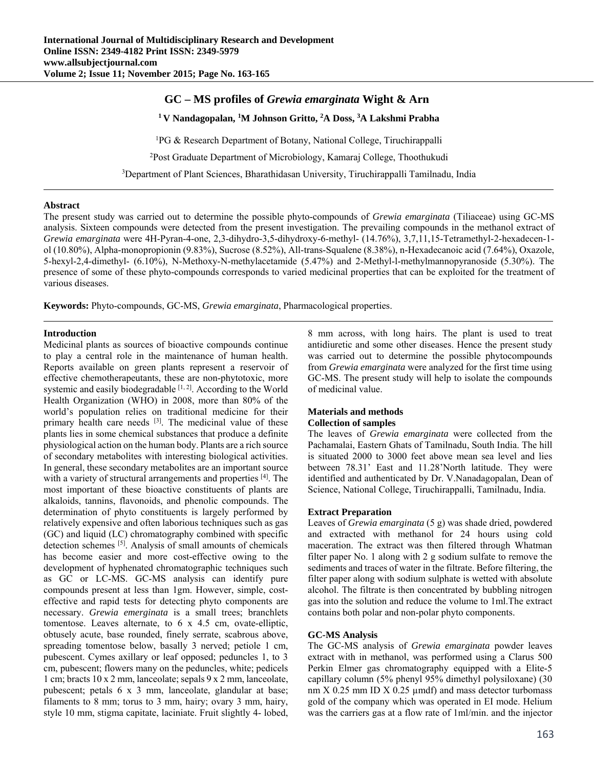# GC – MS profiles of *Grewia emarginata* Wight & Arn

**[1] V Nandagopalan, [1] M Johnson Gritto, [2] A Doss, [3] A Lakshmi Prabha**

[1] PG & Research Department of Botany, National College, Tiruchirappalli

[2] Post Graduate Department of Microbiology, Kamaraj College, Thoothukudi

[3] Department of Plant Sciences, Bharathidasan University, Tiruchirappalli Tamilnadu, India

## Abstract

The present study was carried out to determine the possible phyto-compounds of *Grewia emarginata* (Tiliaceae) using GC-MS analysis. Sixteen compounds were detected from the present investigation. The prevailing compounds in the methanol extract of *Grewia emarginata* were 4H-Pyran-4-one, 2,3-dihydro-3,5-dihydroxy-6-methyl- (14.76%), 3,7,11,15-Tetramethyl-2-hexadecen-1-ol (10.80%), Alpha-monopropionin (9.83%), Sucrose (8.52%), All-trans-Squalene (8.38%), n-Hexadecanoic acid (7.64%), Oxazole, 5-hexyl-2,4-dimethyl- (6.10%), N-Methoxy-N-methylacetamide (5.47%) and 2-Methyl-l-methylmannopyranoside (5.30%). The presence of some of these phyto-compounds corresponds to varied medicinal properties that can be exploited for the treatment of various diseases.

**Keywords:** Phyto-compounds, GC-MS, *Grewia emarginata*, Pharmacological properties.

## Introduction

Medicinal plants as sources of bioactive compounds continue to play a central role in the maintenance of human health. Reports available on green plants represent a reservoir of effective chemotherapeutants, these are non-phytotoxic, more systemic and easily biodegradable [1, 2]. According to the World Health Organization (WHO) in 2008, more than 80% of the world's population relies on traditional medicine for their primary health care needs [3]. The medicinal value of these plants lies in some chemical substances that produce a definite physiological action on the human body. Plants are a rich source of secondary metabolites with interesting biological activities. In general, these secondary metabolites are an important source with a variety of structural arrangements and properties [4]. The most important of these bioactive constituents of plants are alkaloids, tannins, flavonoids, and phenolic compounds. The determination of phyto constituents is largely performed by relatively expensive and often laborious techniques such as gas (GC) and liquid (LC) chromatography combined with specific detection schemes [5]. Analysis of small amounts of chemicals has become easier and more cost-effective owing to the development of hyphenated chromatographic techniques such as GC or LC-MS. GC-MS analysis can identify pure compounds present at less than 1gm. However, simple, cost-effective and rapid tests for detecting phyto components are necessary. *Grewia emerginata* is a small trees; branchlets tomentose. Leaves alternate, to 6 x 4.5 cm, ovate-elliptic, obtusely acute, base rounded, finely serrate, scabrous above, spreading tomentose below, basally 3 nerved; petiole 1 cm, pubescent. Cymes axillary or leaf opposed; peduncles 1, to 3 cm, pubescent; flowers many on the peduncles, white; pedicels 1 cm; bracts 10 x 2 mm, lanceolate; sepals 9 x 2 mm, lanceolate, pubescent; petals 6 x 3 mm, lanceolate, glandular at base; filaments to 8 mm; torus to 3 mm, hairy; ovary 3 mm, hairy, style 10 mm, stigma capitate, laciniate. Fruit slightly 4- lobed, 8 mm across, with long hairs. The plant is used to treat antidiuretic and some other diseases. Hence the present study was carried out to determine the possible phytocompounds from *Grewia emarginata* were analyzed for the first time using GC-MS. The present study will help to isolate the compounds of medicinal value.

## Materials and methods

### Collection of samples

The leaves of *Grewia emarginata* were collected from the Pachamalai, Eastern Ghats of Tamilnadu, South India. The hill is situated 2000 to 3000 feet above mean sea level and lies between 78.31' East and 11.28'North latitude. They were identified and authenticated by Dr. V.Nanadagopalan, Dean of Science, National College, Tiruchirappalli, Tamilnadu, India.

### Extract Preparation

Leaves of *Grewia emarginata* (5 g) was shade dried, powdered and extracted with methanol for 24 hours using cold maceration. The extract was then filtered through Whatman filter paper No. 1 along with 2 g sodium sulfate to remove the sediments and traces of water in the filtrate. Before filtering, the filter paper along with sodium sulphate is wetted with absolute alcohol. The filtrate is then concentrated by bubbling nitrogen gas into the solution and reduce the volume to 1ml.The extract contains both polar and non-polar phyto components.

### GC-MS Analysis

The GC-MS analysis of *Grewia emarginata* powder leaves extract with in methanol, was performed using a Clarus 500 Perkin Elmer gas chromatography equipped with a Elite-5 capillary column (5% phenyl 95% dimethyl polysiloxane) (30 nm X 0.25 mm ID X 0.25 μmdf) and mass detector turbomass gold of the company which was operated in EI mode. Helium was the carriers gas at a flow rate of 1ml/min. and the injector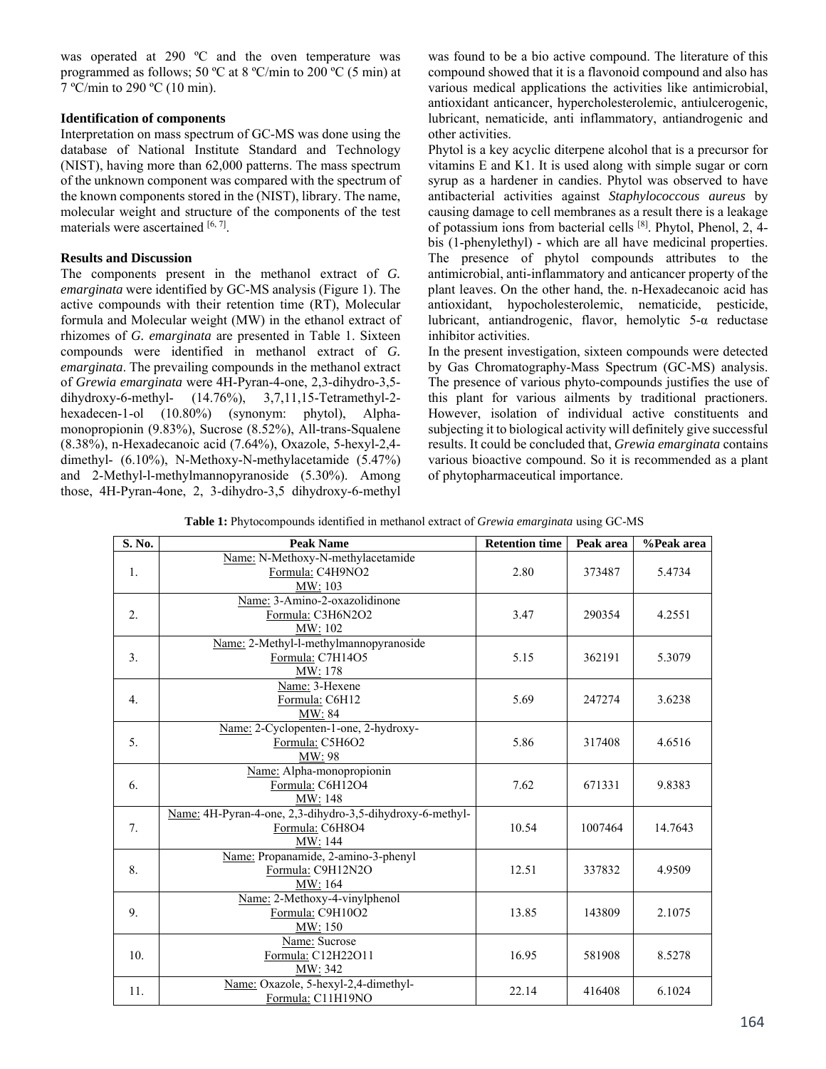was operated at 290 ºC and the oven temperature was programmed as follows; 50 ºC at 8 ºC/min to 200 ºC (5 min) at 7 ºC/min to 290 ºC (10 min).

### Identification of components

Interpretation on mass spectrum of GC-MS was done using the database of National Institute Standard and Technology (NIST), having more than 62,000 patterns. The mass spectrum of the unknown component was compared with the spectrum of the known components stored in the (NIST), library. The name, molecular weight and structure of the components of the test materials were ascertained [6, 7].

### Results and Discussion

The components present in the methanol extract of *G. emarginata* were identified by GC-MS analysis (Figure 1). The active compounds with their retention time (RT), Molecular formula and Molecular weight (MW) in the ethanol extract of rhizomes of *G. emarginata* are presented in Table 1. Sixteen compounds were identified in methanol extract of *G. emarginata*. The prevailing compounds in the methanol extract of *Grewia emarginata* were 4H-Pyran-4-one, 2,3-dihydro-3,5-dihydroxy-6-methyl- (14.76%), 3,7,11,15-Tetramethyl-2-hexadecen-1-ol (10.80%) (synonym: phytol), Alpha-monopropionin (9.83%), Sucrose (8.52%), All-trans-Squalene (8.38%), n-Hexadecanoic acid (7.64%), Oxazole, 5-hexyl-2,4-dimethyl- (6.10%), N-Methoxy-N-methylacetamide (5.47%) and 2-Methyl-l-methylmannopyranoside (5.30%). Among those, 4H-Pyran-4one, 2, 3-dihydro-3,5 dihydroxy-6-methyl was found to be a bio active compound. The literature of this compound showed that it is a flavonoid compound and also has various medical applications the activities like antimicrobial, antioxidant anticancer, hypercholesterolemic, antiulcerogenic, lubricant, nematicide, anti inflammatory, antiandrogenic and other activities.

Phytol is a key acyclic diterpene alcohol that is a precursor for vitamins E and K1. It is used along with simple sugar or corn syrup as a hardener in candies. Phytol was observed to have antibacterial activities against *Staphylococcous aureus* by causing damage to cell membranes as a result there is a leakage of potassium ions from bacterial cells [8]. Phytol, Phenol, 2, 4-bis (1-phenylethyl) - which are all have medicinal properties. The presence of phytol compounds attributes to the antimicrobial, anti-inflammatory and anticancer property of the plant leaves. On the other hand, the. n-Hexadecanoic acid has antioxidant, hypocholesterolemic, nematicide, pesticide, lubricant, antiandrogenic, flavor, hemolytic 5-α reductase inhibitor activities.

In the present investigation, sixteen compounds were detected by Gas Chromatography-Mass Spectrum (GC-MS) analysis. The presence of various phyto-compounds justifies the use of this plant for various ailments by traditional practioners. However, isolation of individual active constituents and subjecting it to biological activity will definitely give successful results. It could be concluded that, *Grewia emarginata* contains various bioactive compound. So it is recommended as a plant of phytopharmaceutical importance.

**Table 1:** Phytocompounds identified in methanol extract of *Grewia emarginata* using GC-MS

| S. No. | Peak Name | Retention time | Peak area | %Peak area |
|---|---|---|---|---|
| 1. | Name: N-Methoxy-N-methylacetamide<br>Formula: $C_4H_9NO_2$<br>MW: 103 | 2.80 | 373487 | 5.4734 |
| 2. | Name: 3-Amino-2-oxazolidinone<br>Formula: $C_3H_6N_2O_2$<br>MW: 102 | 3.47 | 290354 | 4.2551 |
| 3. | Name: 2-Methyl-l-methylmannopyranoside<br>Formula: $C_7H_{14}O_5$<br>MW: 178 | 5.15 | 362191 | 5.3079 |
| 4. | Name: 3-Hexene<br>Formula: $C_6H_{12}$<br>MW: 84 | 5.69 | 247274 | 3.6238 |
| 5. | Name: 2-Cyclopenten-1-one, 2-hydroxy-<br>Formula: $C_5H_6O_2$<br>MW: 98 | 5.86 | 317408 | 4.6516 |
| 6. | Name: Alpha-monopropionin<br>Formula: $C_6H_{12}O_4$<br>MW: 148 | 7.62 | 671331 | 9.8383 |
| 7. | Name: 4H-Pyran-4-one, 2,3-dihydro-3,5-dihydroxy-6-methyl-<br>Formula: $C_6H_8O_4$<br>MW: 144 | 10.54 | 1007464 | 14.7643 |
| 8. | Name: Propanamide, 2-amino-3-phenyl<br>Formula: $C_9H_{12}N_2O$<br>MW: 164 | 12.51 | 337832 | 4.9509 |
| 9. | Name: 2-Methoxy-4-vinylphenol<br>Formula: $C_9H_{10}O_2$<br>MW: 150 | 13.85 | 143809 | 2.1075 |
| 10. | Name: Sucrose<br>Formula: $C_{12}H_{22}O_{11}$<br>MW: 342 | 16.95 | 581908 | 8.5278 |
| 11. | Name: Oxazole, 5-hexyl-2,4-dimethyl-<br>Formula: $C_{11}H_{19}NO$ | 22.14 | 416408 | 6.1024 |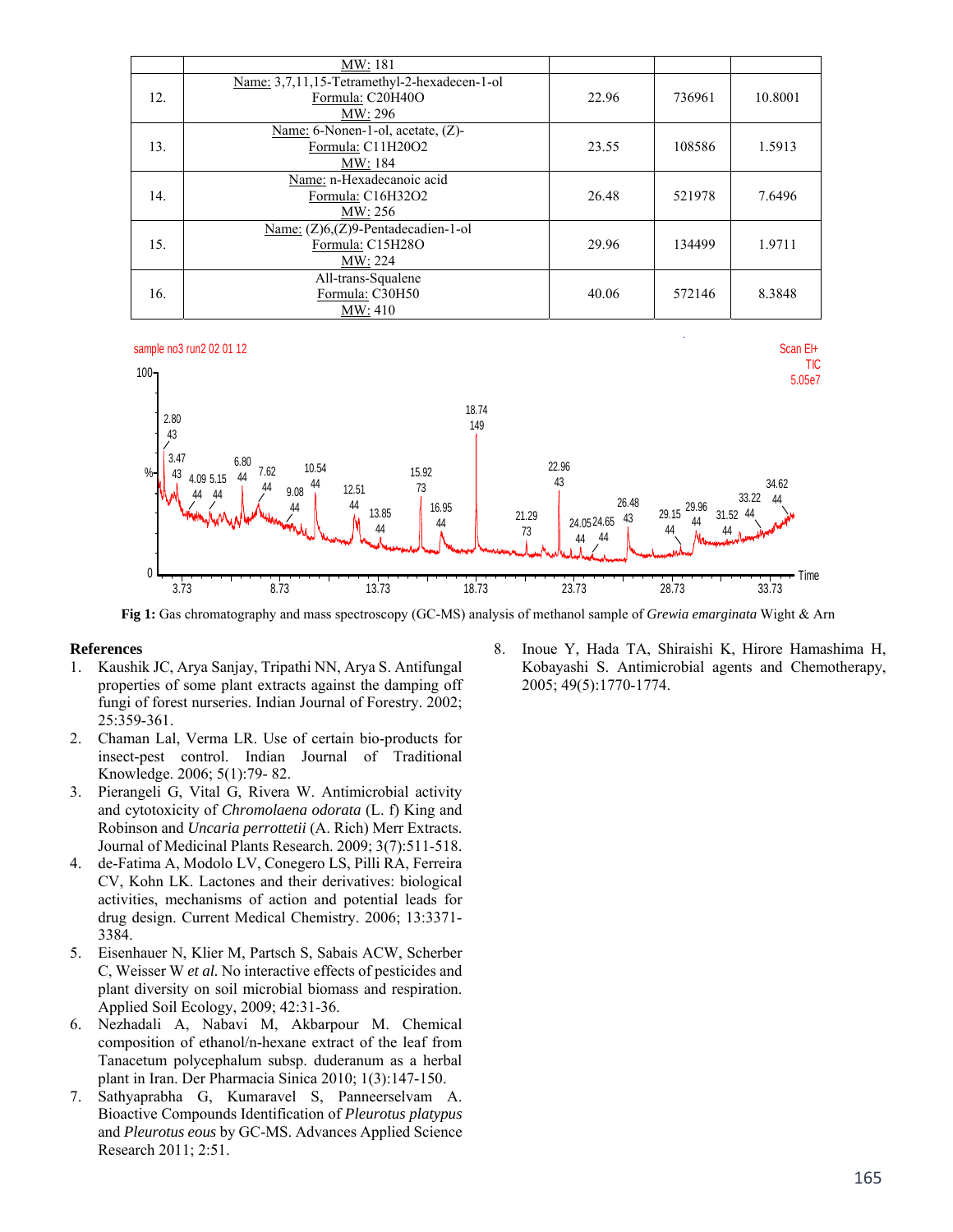| | | | | |
|---|---|---|---|---|
| | MW: 181 | | | |
| 12. | Name: 3,7,11,15-Tetramethyl-2-hexadecen-1-ol<br>Formula: $C_{20}H_{40}O$<br>MW: 296 | 22.96 | 736961 | 10.8001 |
| 13. | Name: 6-Nonen-1-ol, acetate, (Z)-<br>Formula: $C_{11}H_{20}O_2$<br>MW: 184 | 23.55 | 108586 | 1.5913 |
| 14. | Name: n-Hexadecanoic acid<br>Formula: $C_{16}H_{32}O_2$<br>MW: 256 | 26.48 | 521978 | 7.6496 |
| 15. | Name: (Z)6,(Z)9-Pentadecadien-1-ol<br>Formula: $C_{15}H_{28}O$<br>MW: 224 | 29.96 | 134499 | 1.9711 |
| 16. | All-trans-Squalene<br>Formula: $C_{30}H_{50}$<br>MW: 410 | 40.06 | 572146 | 8.3848 |

sample no3 run2 02 01 12

Scan EI+
TIC
5.05e7

100
%
0

2.80 43
3.47 43
4.09 44
5.15 44
6.80 44
7.62 44
9.08 44
10.54 44
12.51 44
13.85 44
15.92 73
16.95 44
18.74 149
21.29 73
22.96 43
24.05 44
24.65 44
26.48 43
29.15 44
29.96 44
31.52 44
33.22 44
34.62 44

3.73 8.73 13.73 18.73 23.73 28.73 33.73 Time

**Fig 1:** Gas chromatography and mass spectroscopy (GC-MS) analysis of methanol sample of *Grewia emarginata* Wight & Arn

## References

1. Kaushik JC, Arya Sanjay, Tripathi NN, Arya S. Antifungal properties of some plant extracts against the damping off fungi of forest nurseries. Indian Journal of Forestry. 2002; 25:359-361.
2. Chaman Lal, Verma LR. Use of certain bio-products for insect-pest control. Indian Journal of Traditional Knowledge. 2006; 5(1):79- 82.
3. Pierangeli G, Vital G, Rivera W. Antimicrobial activity and cytotoxicity of *Chromolaena odorata* (L. f) King and Robinson and *Uncaria perrottetii* (A. Rich) Merr Extracts. Journal of Medicinal Plants Research. 2009; 3(7):511-518.
4. de-Fatima A, Modolo LV, Conegero LS, Pilli RA, Ferreira CV, Kohn LK. Lactones and their derivatives: biological activities, mechanisms of action and potential leads for drug design. Current Medical Chemistry. 2006; 13:3371-3384.
5. Eisenhauer N, Klier M, Partsch S, Sabais ACW, Scherber C, Weisser W *et al.* No interactive effects of pesticides and plant diversity on soil microbial biomass and respiration. Applied Soil Ecology, 2009; 42:31-36.
6. Nezhadali A, Nabavi M, Akbarpour M. Chemical composition of ethanol/n-hexane extract of the leaf from Tanacetum polycephalum subsp. duderanum as a herbal plant in Iran. Der Pharmacia Sinica 2010; 1(3):147-150.
7. Sathyaprabha G, Kumaravel S, Panneerselvam A. Bioactive Compounds Identification of *Pleurotus platypus* and *Pleurotus eous* by GC-MS. Advances Applied Science Research 2011; 2:51.
8. Inoue Y, Hada TA, Shiraishi K, Hirore Hamashima H, Kobayashi S. Antimicrobial agents and Chemotherapy, 2005; 49(5):1770-1774.